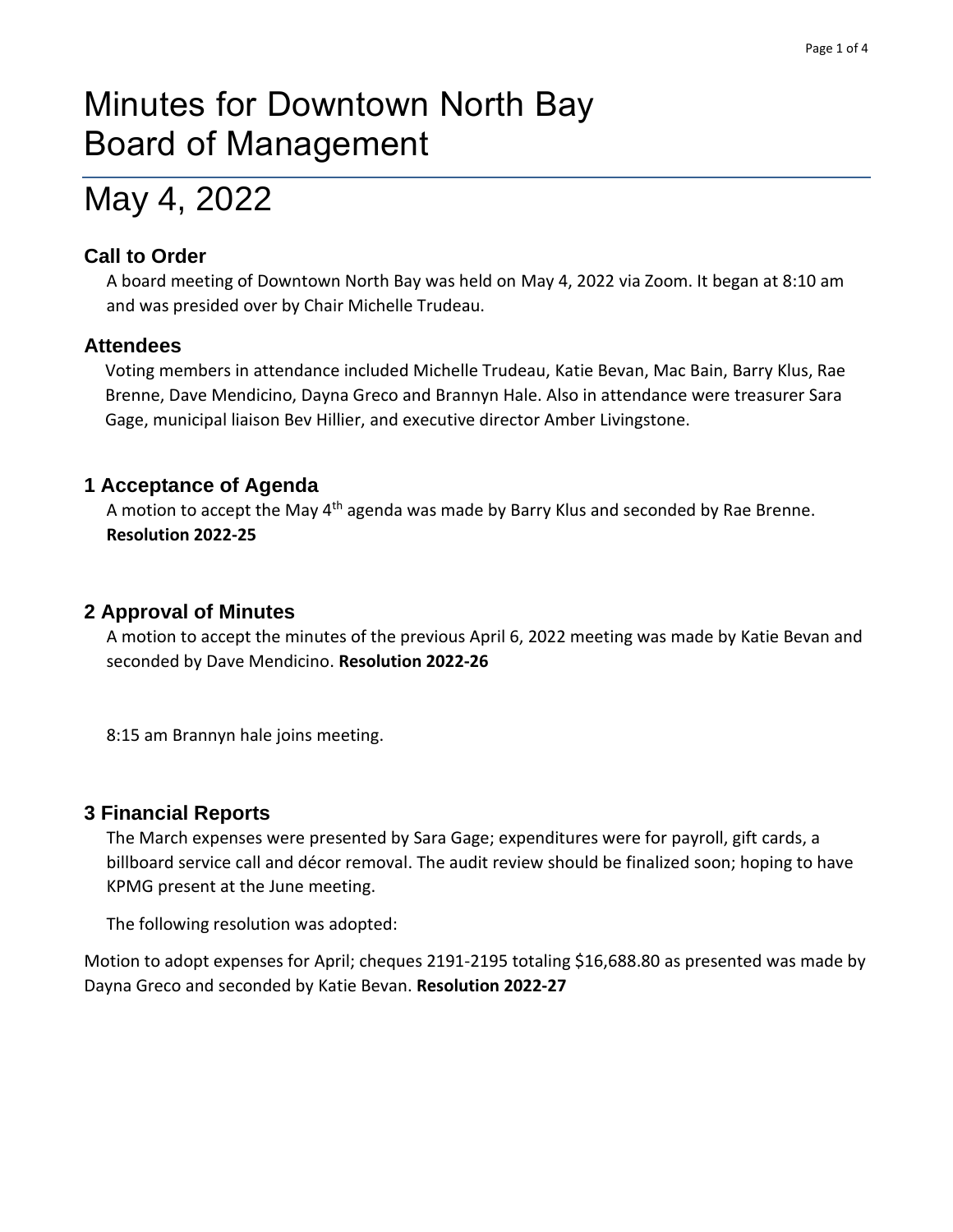# Minutes for Downtown North Bay Board of Management

# May 4, 2022

## Call to Order

A board meeting of Downtown North Bay was held on May 4, 2022 via Zoom. It began at 8:10 am and was presided over by Chair Michelle Trudeau.

## Attendees

Voting members in attendance included Michelle Trudeau, Katie Bevan, Mac Bain, Barry Klus, Rae Brenne, Dave Mendicino, Dayna Greco and Brannyn Hale. Also in attendance were treasurer Sara Gage, municipal liaison Bev Hillier, and executive director Amber Livingstone.

## 1 Acceptance of Agenda

A motion to accept the May 4th agenda was made by Barry Klus and seconded by Rae Brenne. **Resolution 2022-25**

## 2 Approval of Minutes

A motion to accept the minutes of the previous April 6, 2022 meeting was made by Katie Bevan and seconded by Dave Mendicino. **Resolution 2022-26**

8:15 am Brannyn hale joins meeting.

## 3 Financial Reports

The March expenses were presented by Sara Gage; expenditures were for payroll, gift cards, a billboard service call and décor removal. The audit review should be finalized soon; hoping to have KPMG present at the June meeting.

The following resolution was adopted:

Motion to adopt expenses for April; cheques 2191-2195 totaling $16,688.80 as presented was made by Dayna Greco and seconded by Katie Bevan. **Resolution 2022-27**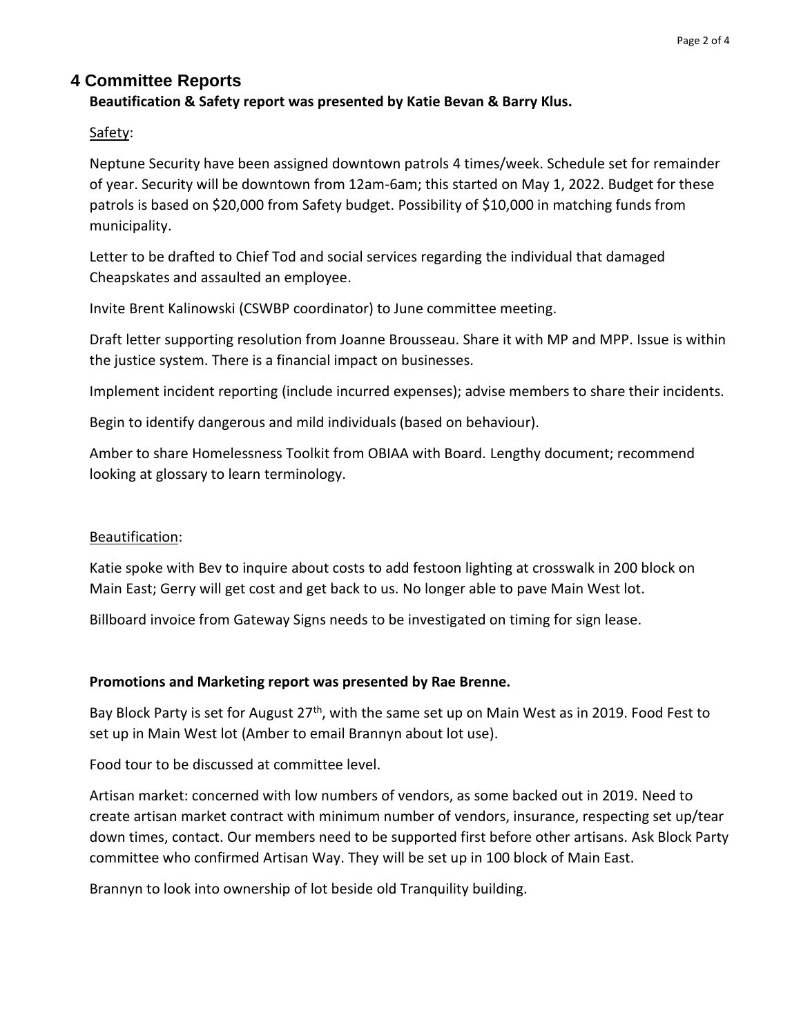## 4 Committee Reports

**Beautification & Safety report was presented by Katie Bevan & Barry Klus.**

Safety:

Neptune Security have been assigned downtown patrols 4 times/week. Schedule set for remainder of year. Security will be downtown from 12am-6am; this started on May 1, 2022. Budget for these patrols is based on $20,000 from Safety budget. Possibility of $10,000 in matching funds from municipality.

Letter to be drafted to Chief Tod and social services regarding the individual that damaged Cheapskates and assaulted an employee.

Invite Brent Kalinowski (CSWBP coordinator) to June committee meeting.

Draft letter supporting resolution from Joanne Brousseau. Share it with MP and MPP. Issue is within the justice system. There is a financial impact on businesses.

Implement incident reporting (include incurred expenses); advise members to share their incidents.

Begin to identify dangerous and mild individuals (based on behaviour).

Amber to share Homelessness Toolkit from OBIAA with Board. Lengthy document; recommend looking at glossary to learn terminology.

Beautification:

Katie spoke with Bev to inquire about costs to add festoon lighting at crosswalk in 200 block on Main East; Gerry will get cost and get back to us. No longer able to pave Main West lot.

Billboard invoice from Gateway Signs needs to be investigated on timing for sign lease.

**Promotions and Marketing report was presented by Rae Brenne.**

Bay Block Party is set for August 27th, with the same set up on Main West as in 2019. Food Fest to set up in Main West lot (Amber to email Brannyn about lot use).

Food tour to be discussed at committee level.

Artisan market: concerned with low numbers of vendors, as some backed out in 2019. Need to create artisan market contract with minimum number of vendors, insurance, respecting set up/tear down times, contact. Our members need to be supported first before other artisans. Ask Block Party committee who confirmed Artisan Way. They will be set up in 100 block of Main East.

Brannyn to look into ownership of lot beside old Tranquility building.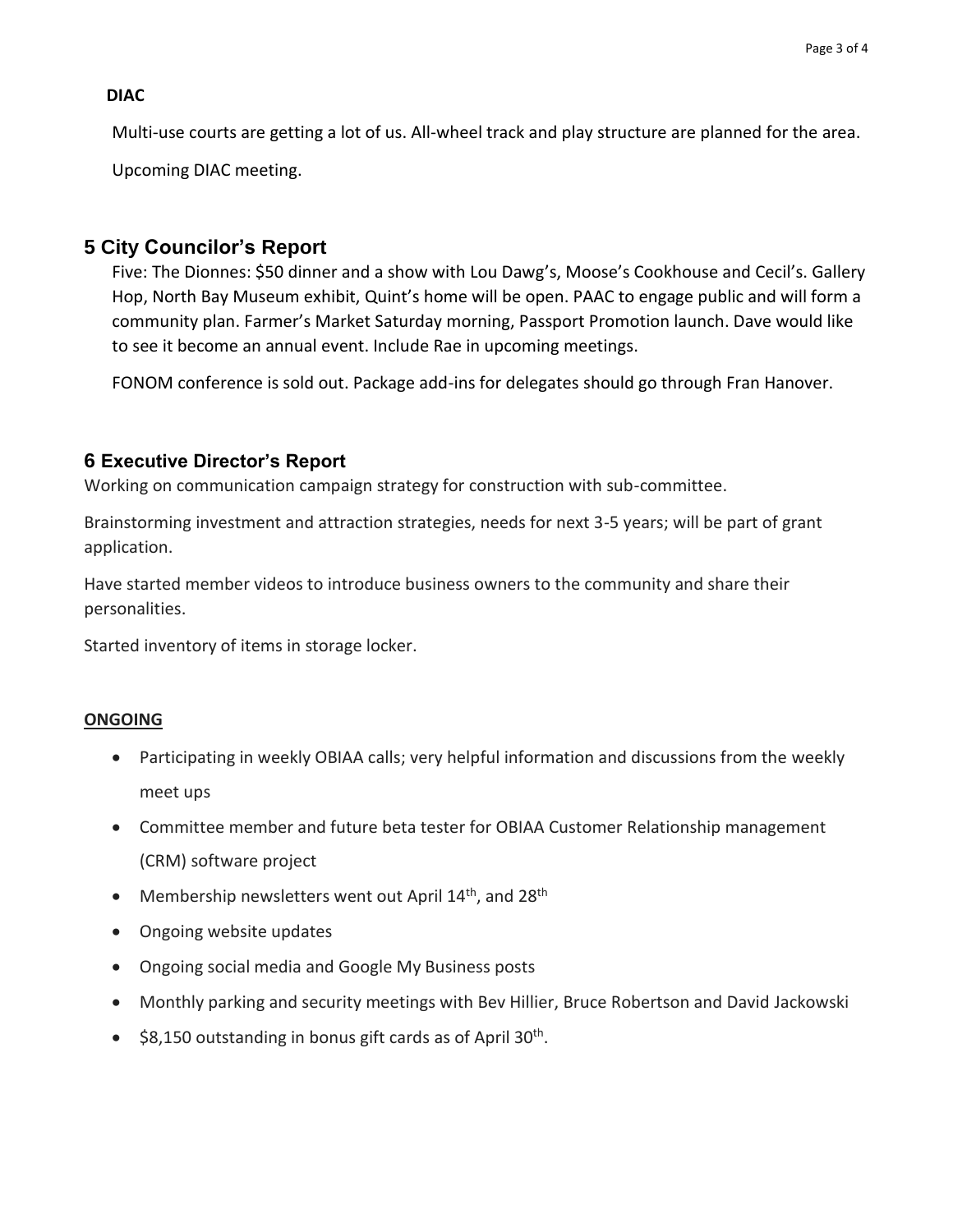**DIAC**

Multi-use courts are getting a lot of us. All-wheel track and play structure are planned for the area.

Upcoming DIAC meeting.

## 5 City Councilor's Report

Five: The Dionnes: $50 dinner and a show with Lou Dawg's, Moose's Cookhouse and Cecil's. Gallery Hop, North Bay Museum exhibit, Quint's home will be open. PAAC to engage public and will form a community plan. Farmer's Market Saturday morning, Passport Promotion launch. Dave would like to see it become an annual event. Include Rae in upcoming meetings.

FONOM conference is sold out. Package add-ins for delegates should go through Fran Hanover.

## 6 Executive Director's Report

Working on communication campaign strategy for construction with sub-committee.

Brainstorming investment and attraction strategies, needs for next 3-5 years; will be part of grant application.

Have started member videos to introduce business owners to the community and share their personalities.

Started inventory of items in storage locker.

**ONGOING**

- Participating in weekly OBIAA calls; very helpful information and discussions from the weekly meet ups
- Committee member and future beta tester for OBIAA Customer Relationship management (CRM) software project
- Membership newsletters went out April 14th, and 28th
- Ongoing website updates
- Ongoing social media and Google My Business posts
- Monthly parking and security meetings with Bev Hillier, Bruce Robertson and David Jackowski
- $8,150 outstanding in bonus gift cards as of April 30th.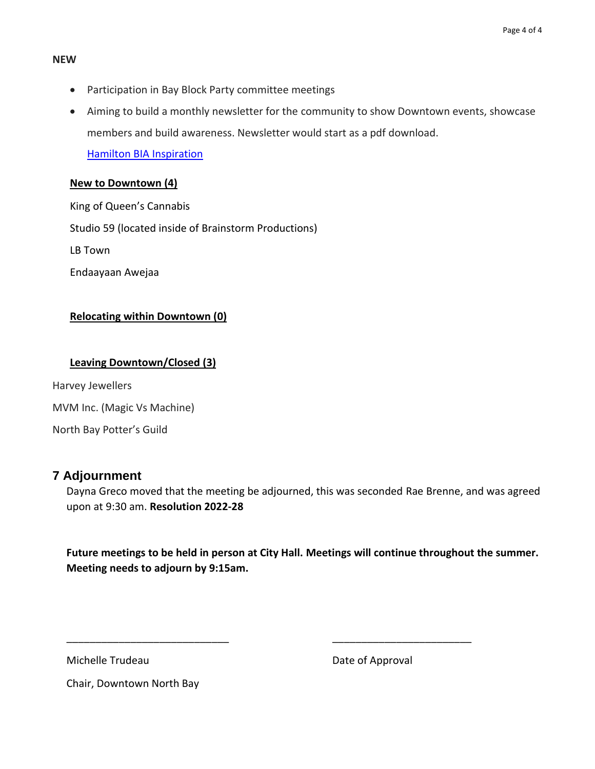**NEW**

- Participation in Bay Block Party committee meetings
- Aiming to build a monthly newsletter for the community to show Downtown events, showcase members and build awareness. Newsletter would start as a pdf download.

  Hamilton BIA Inspiration

**New to Downtown (4)**

King of Queen's Cannabis

Studio 59 (located inside of Brainstorm Productions)

LB Town

Endaayaan Awejaa

**Relocating within Downtown (0)**

**Leaving Downtown/Closed (3)**

Harvey Jewellers

MVM Inc. (Magic Vs Machine)

North Bay Potter's Guild

## 7 Adjournment

Dayna Greco moved that the meeting be adjourned, this was seconded Rae Brenne, and was agreed upon at 9:30 am. **Resolution 2022-28**

**Future meetings to be held in person at City Hall. Meetings will continue throughout the summer. Meeting needs to adjourn by 9:15am.**

\_\_\_\_\_\_\_\_\_\_\_\_\_\_\_\_\_\_\_\_\_\_\_\_\_\_\_\_\_ \_\_\_\_\_\_\_\_\_\_\_\_\_\_\_\_\_\_\_\_\_\_\_\_\_\_\_

Michelle Trudeau

Chair, Downtown North Bay

Date of Approval